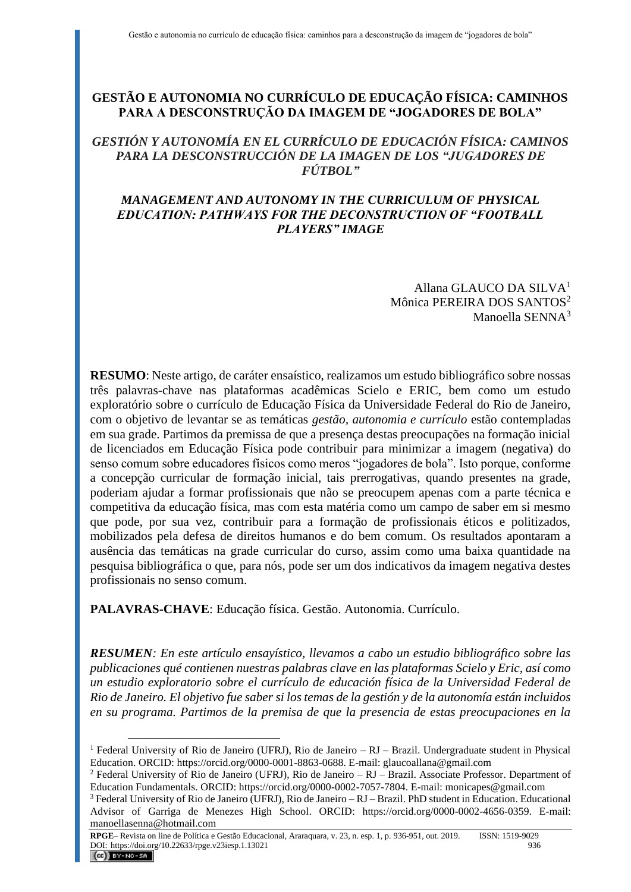# GESTÃO E AUTONOMIA NO CURRÍCULO DE EDUCAÇÃO FÍSICA: CAMINHOS PARA A DESCONSTRUÇÃO DA IMAGEM DE "JOGADORES DE BOLA"

## *GESTIÓN Y AUTONOMÍA EN EL CURRÍCULO DE EDUCACIÓN FÍSICA: CAMINOS PARA LA DESCONSTRUCCIÓN DE LA IMAGEN DE LOS "JUGADORES DE FÚTBOL"*

## *MANAGEMENT AND AUTONOMY IN THE CURRICULUM OF PHYSICAL EDUCATION: PATHWAYS FOR THE DECONSTRUCTION OF "FOOTBALL PLAYERS" IMAGE*

Allana GLAUCO DA SILVA[1]
Mônica PEREIRA DOS SANTOS[2]
Manoella SENNA[3]

**RESUMO**: Neste artigo, de caráter ensaístico, realizamos um estudo bibliográfico sobre nossas três palavras-chave nas plataformas acadêmicas Scielo e ERIC, bem como um estudo exploratório sobre o currículo de Educação Física da Universidade Federal do Rio de Janeiro, com o objetivo de levantar se as temáticas *gestão, autonomia e currículo* estão contempladas em sua grade. Partimos da premissa de que a presença destas preocupações na formação inicial de licenciados em Educação Física pode contribuir para minimizar a imagem (negativa) do senso comum sobre educadores físicos como meros "jogadores de bola". Isto porque, conforme a concepção curricular de formação inicial, tais prerrogativas, quando presentes na grade, poderiam ajudar a formar profissionais que não se preocupem apenas com a parte técnica e competitiva da educação física, mas com esta matéria como um campo de saber em si mesmo que pode, por sua vez, contribuir para a formação de profissionais éticos e politizados, mobilizados pela defesa de direitos humanos e do bem comum. Os resultados apontaram a ausência das temáticas na grade curricular do curso, assim como uma baixa quantidade na pesquisa bibliográfica o que, para nós, pode ser um dos indicativos da imagem negativa destes profissionais no senso comum.

**PALAVRAS-CHAVE**: Educação física. Gestão. Autonomia. Currículo.

***RESUMEN**: En este artículo ensayístico, llevamos a cabo un estudio bibliográfico sobre las publicaciones qué contienen nuestras palabras clave en las plataformas Scielo y Eric, así como un estudio exploratorio sobre el currículo de educación física de la Universidad Federal de Rio de Janeiro. El objetivo fue saber si los temas de la gestión y de la autonomía están incluidos en su programa. Partimos de la premisa de que la presencia de estas preocupaciones en la*

---

[1] Federal University of Rio de Janeiro (UFRJ), Rio de Janeiro – RJ – Brazil. Undergraduate student in Physical Education. ORCID: https://orcid.org/0000-0001-8863-0688. E-mail: glaucoallana@gmail.com

[2] Federal University of Rio de Janeiro (UFRJ), Rio de Janeiro – RJ – Brazil. Associate Professor. Department of Education Fundamentals. ORCID: https://orcid.org/0000-0002-7057-7804. E-mail: monicapes@gmail.com

[3] Federal University of Rio de Janeiro (UFRJ), Rio de Janeiro – RJ – Brazil. PhD student in Education. Educational Advisor of Garriga de Menezes High School. ORCID: https://orcid.org/0000-0002-4656-0359. E-mail: manoellasenna@hotmail.com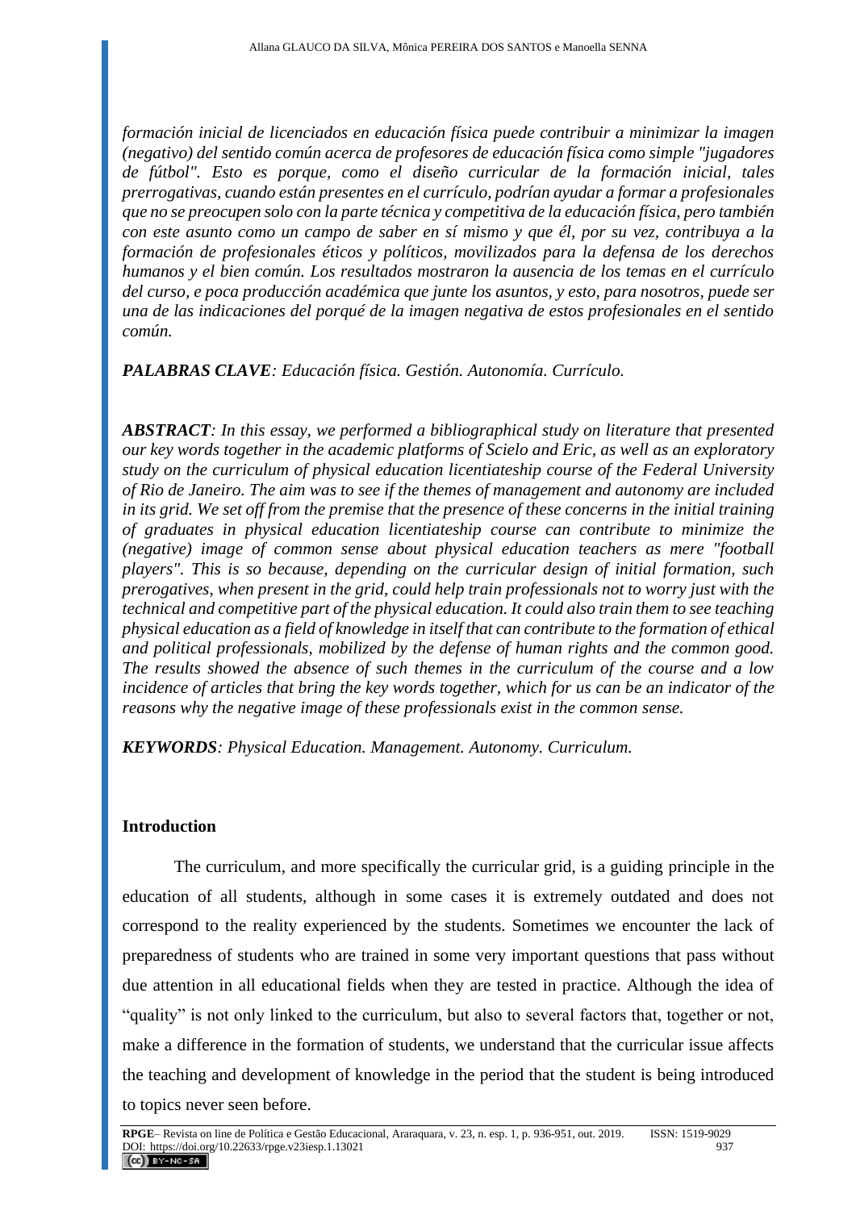*formación inicial de licenciados en educación física puede contribuir a minimizar la imagen (negativo) del sentido común acerca de profesores de educación física como simple "jugadores de fútbol". Esto es porque, como el diseño curricular de la formación inicial, tales prerrogativas, cuando están presentes en el currículo, podrían ayudar a formar a profesionales que no se preocupen solo con la parte técnica y competitiva de la educación física, pero también con este asunto como un campo de saber en sí mismo y que él, por su vez, contribuya a la formación de profesionales éticos y políticos, movilizados para la defensa de los derechos humanos y el bien común. Los resultados mostraron la ausencia de los temas en el currículo del curso, e poca producción académica que junte los asuntos, y esto, para nosotros, puede ser una de las indicaciones del porqué de la imagen negativa de estos profesionales en el sentido común.*

***PALABRAS CLAVE**: Educación física. Gestión. Autonomía. Currículo.*

***ABSTRACT**: In this essay, we performed a bibliographical study on literature that presented our key words together in the academic platforms of Scielo and Eric, as well as an exploratory study on the curriculum of physical education licentiateship course of the Federal University of Rio de Janeiro. The aim was to see if the themes of management and autonomy are included in its grid. We set off from the premise that the presence of these concerns in the initial training of graduates in physical education licentiateship course can contribute to minimize the (negative) image of common sense about physical education teachers as mere "football players". This is so because, depending on the curricular design of initial formation, such prerogatives, when present in the grid, could help train professionals not to worry just with the technical and competitive part of the physical education. It could also train them to see teaching physical education as a field of knowledge in itself that can contribute to the formation of ethical and political professionals, mobilized by the defense of human rights and the common good. The results showed the absence of such themes in the curriculum of the course and a low incidence of articles that bring the key words together, which for us can be an indicator of the reasons why the negative image of these professionals exist in the common sense.*

***KEYWORDS**: Physical Education. Management. Autonomy. Curriculum.*

## Introduction

The curriculum, and more specifically the curricular grid, is a guiding principle in the education of all students, although in some cases it is extremely outdated and does not correspond to the reality experienced by the students. Sometimes we encounter the lack of preparedness of students who are trained in some very important questions that pass without due attention in all educational fields when they are tested in practice. Although the idea of “quality” is not only linked to the curriculum, but also to several factors that, together or not, make a difference in the formation of students, we understand that the curricular issue affects the teaching and development of knowledge in the period that the student is being introduced to topics never seen before.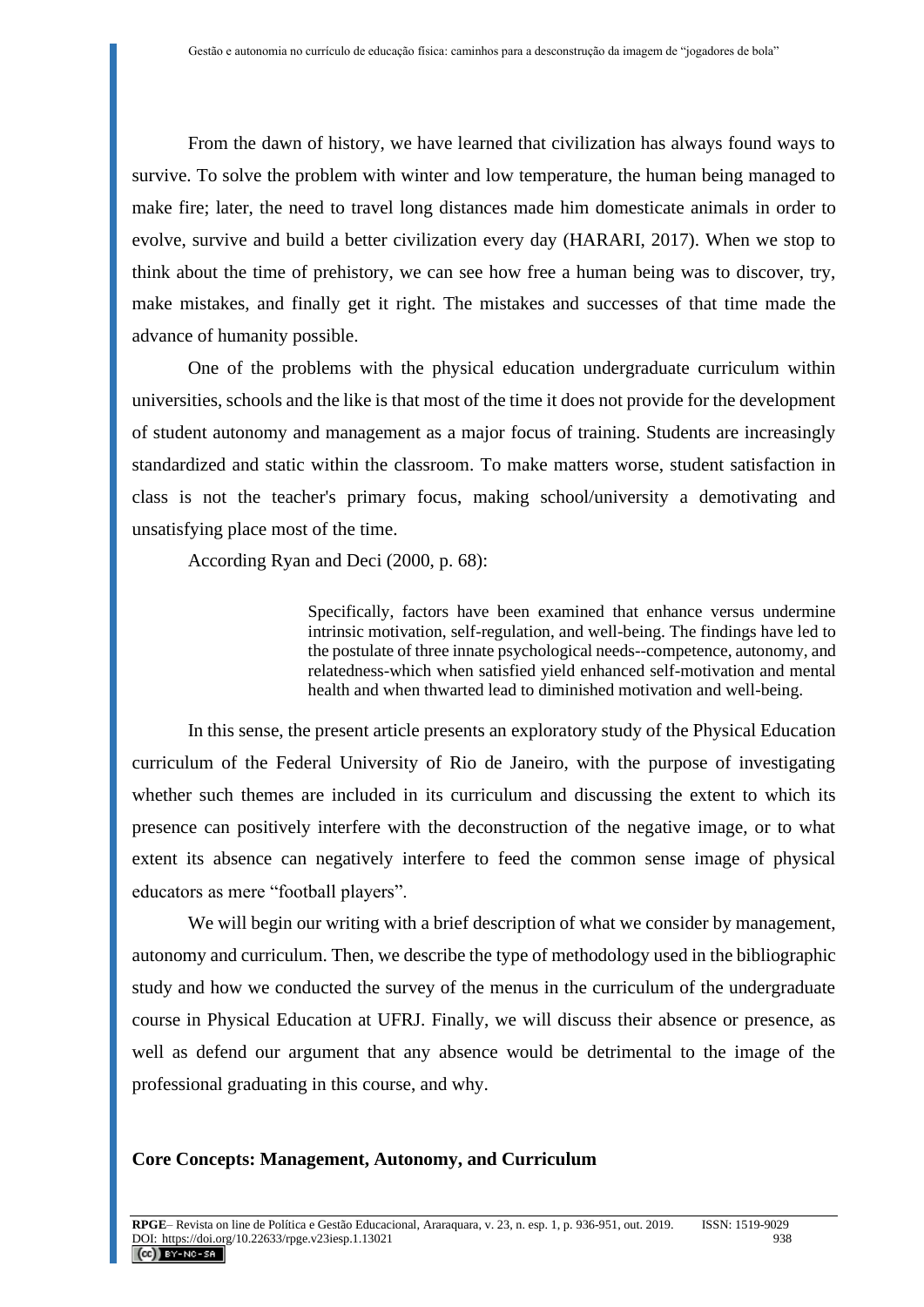From the dawn of history, we have learned that civilization has always found ways to survive. To solve the problem with winter and low temperature, the human being managed to make fire; later, the need to travel long distances made him domesticate animals in order to evolve, survive and build a better civilization every day (HARARI, 2017). When we stop to think about the time of prehistory, we can see how free a human being was to discover, try, make mistakes, and finally get it right. The mistakes and successes of that time made the advance of humanity possible.

One of the problems with the physical education undergraduate curriculum within universities, schools and the like is that most of the time it does not provide for the development of student autonomy and management as a major focus of training. Students are increasingly standardized and static within the classroom. To make matters worse, student satisfaction in class is not the teacher's primary focus, making school/university a demotivating and unsatisfying place most of the time.

According Ryan and Deci (2000, p. 68):

> Specifically, factors have been examined that enhance versus undermine intrinsic motivation, self-regulation, and well-being. The findings have led to the postulate of three innate psychological needs--competence, autonomy, and relatedness-which when satisfied yield enhanced self-motivation and mental health and when thwarted lead to diminished motivation and well-being.

In this sense, the present article presents an exploratory study of the Physical Education curriculum of the Federal University of Rio de Janeiro, with the purpose of investigating whether such themes are included in its curriculum and discussing the extent to which its presence can positively interfere with the deconstruction of the negative image, or to what extent its absence can negatively interfere to feed the common sense image of physical educators as mere "football players".

We will begin our writing with a brief description of what we consider by management, autonomy and curriculum. Then, we describe the type of methodology used in the bibliographic study and how we conducted the survey of the menus in the curriculum of the undergraduate course in Physical Education at UFRJ. Finally, we will discuss their absence or presence, as well as defend our argument that any absence would be detrimental to the image of the professional graduating in this course, and why.

## Core Concepts: Management, Autonomy, and Curriculum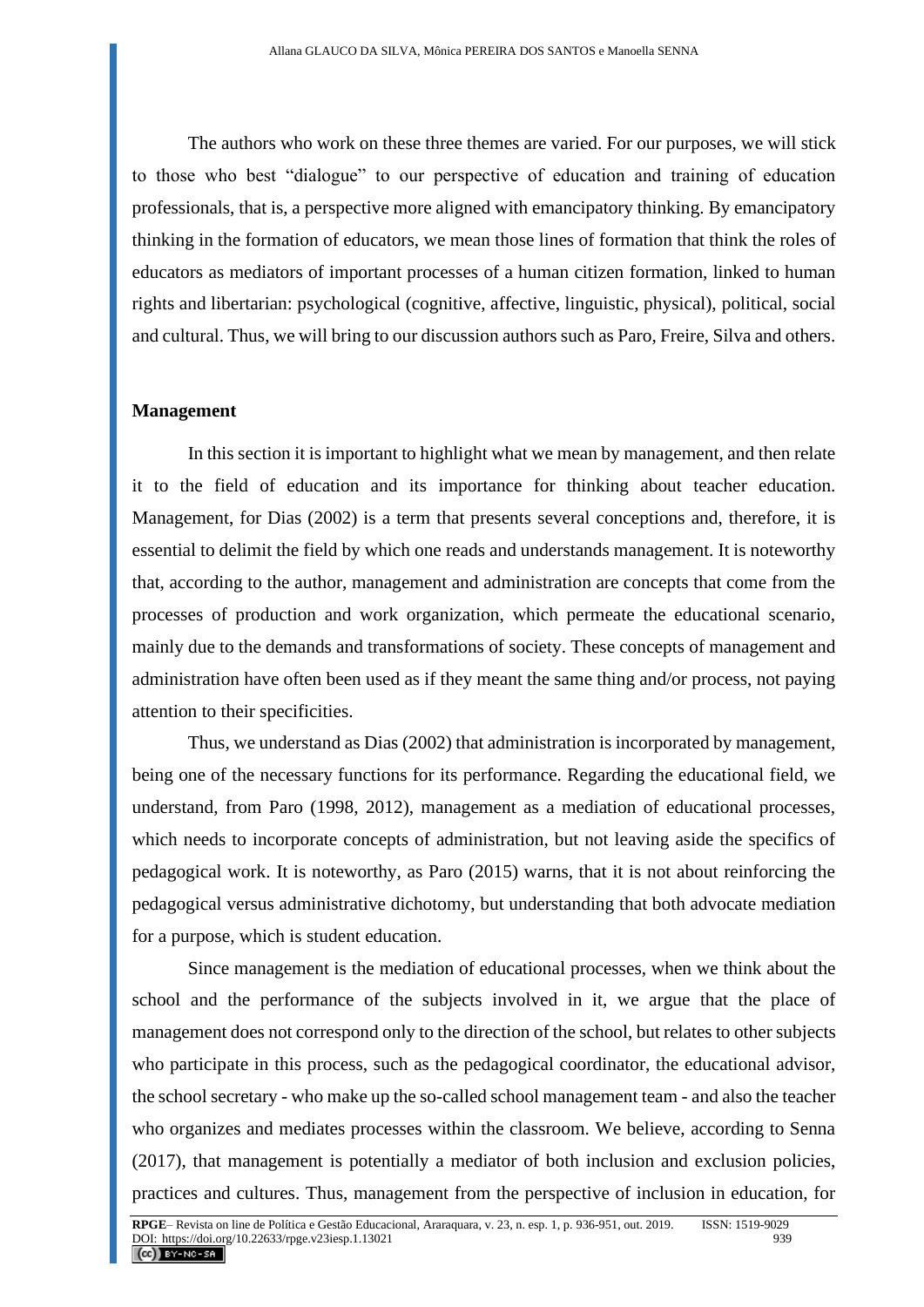The authors who work on these three themes are varied. For our purposes, we will stick to those who best "dialogue" to our perspective of education and training of education professionals, that is, a perspective more aligned with emancipatory thinking. By emancipatory thinking in the formation of educators, we mean those lines of formation that think the roles of educators as mediators of important processes of a human citizen formation, linked to human rights and libertarian: psychological (cognitive, affective, linguistic, physical), political, social and cultural. Thus, we will bring to our discussion authors such as Paro, Freire, Silva and others.

**Management**

In this section it is important to highlight what we mean by management, and then relate it to the field of education and its importance for thinking about teacher education. Management, for Dias (2002) is a term that presents several conceptions and, therefore, it is essential to delimit the field by which one reads and understands management. It is noteworthy that, according to the author, management and administration are concepts that come from the processes of production and work organization, which permeate the educational scenario, mainly due to the demands and transformations of society. These concepts of management and administration have often been used as if they meant the same thing and/or process, not paying attention to their specificities.

Thus, we understand as Dias (2002) that administration is incorporated by management, being one of the necessary functions for its performance. Regarding the educational field, we understand, from Paro (1998, 2012), management as a mediation of educational processes, which needs to incorporate concepts of administration, but not leaving aside the specifics of pedagogical work. It is noteworthy, as Paro (2015) warns, that it is not about reinforcing the pedagogical versus administrative dichotomy, but understanding that both advocate mediation for a purpose, which is student education.

Since management is the mediation of educational processes, when we think about the school and the performance of the subjects involved in it, we argue that the place of management does not correspond only to the direction of the school, but relates to other subjects who participate in this process, such as the pedagogical coordinator, the educational advisor, the school secretary - who make up the so-called school management team - and also the teacher who organizes and mediates processes within the classroom. We believe, according to Senna (2017), that management is potentially a mediator of both inclusion and exclusion policies, practices and cultures. Thus, management from the perspective of inclusion in education, for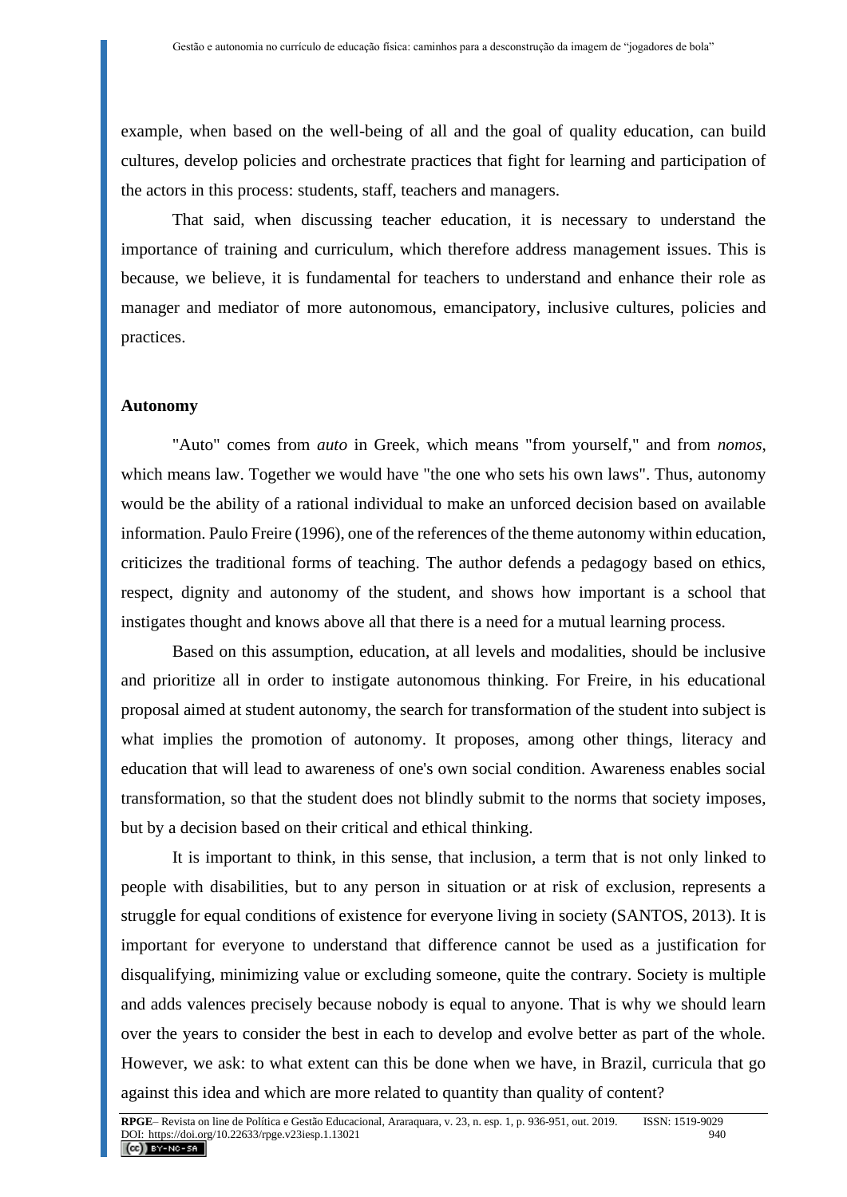example, when based on the well-being of all and the goal of quality education, can build cultures, develop policies and orchestrate practices that fight for learning and participation of the actors in this process: students, staff, teachers and managers.

That said, when discussing teacher education, it is necessary to understand the importance of training and curriculum, which therefore address management issues. This is because, we believe, it is fundamental for teachers to understand and enhance their role as manager and mediator of more autonomous, emancipatory, inclusive cultures, policies and practices.

## Autonomy

"Auto" comes from *auto* in Greek, which means "from yourself," and from *nomos*, which means law. Together we would have "the one who sets his own laws". Thus, autonomy would be the ability of a rational individual to make an unforced decision based on available information. Paulo Freire (1996), one of the references of the theme autonomy within education, criticizes the traditional forms of teaching. The author defends a pedagogy based on ethics, respect, dignity and autonomy of the student, and shows how important is a school that instigates thought and knows above all that there is a need for a mutual learning process.

Based on this assumption, education, at all levels and modalities, should be inclusive and prioritize all in order to instigate autonomous thinking. For Freire, in his educational proposal aimed at student autonomy, the search for transformation of the student into subject is what implies the promotion of autonomy. It proposes, among other things, literacy and education that will lead to awareness of one's own social condition. Awareness enables social transformation, so that the student does not blindly submit to the norms that society imposes, but by a decision based on their critical and ethical thinking.

It is important to think, in this sense, that inclusion, a term that is not only linked to people with disabilities, but to any person in situation or at risk of exclusion, represents a struggle for equal conditions of existence for everyone living in society (SANTOS, 2013). It is important for everyone to understand that difference cannot be used as a justification for disqualifying, minimizing value or excluding someone, quite the contrary. Society is multiple and adds valences precisely because nobody is equal to anyone. That is why we should learn over the years to consider the best in each to develop and evolve better as part of the whole. However, we ask: to what extent can this be done when we have, in Brazil, curricula that go against this idea and which are more related to quantity than quality of content?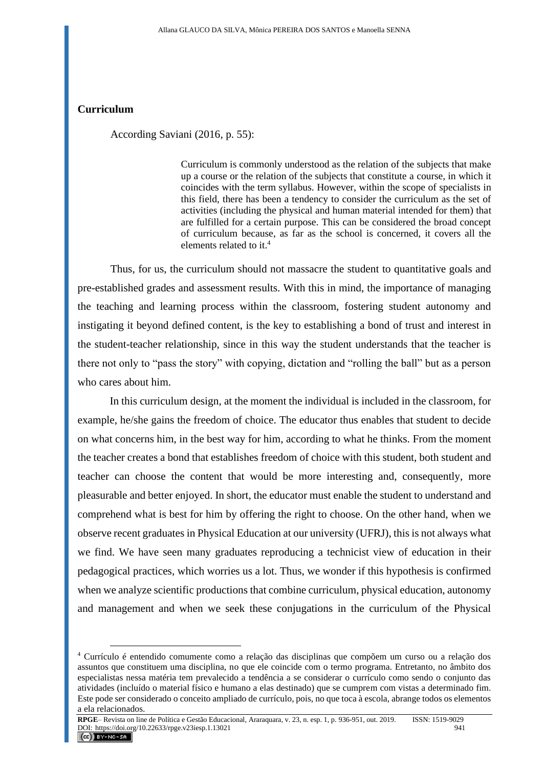## Curriculum

According Saviani (2016, p. 55):

> Curriculum is commonly understood as the relation of the subjects that make up a course or the relation of the subjects that constitute a course, in which it coincides with the term syllabus. However, within the scope of specialists in this field, there has been a tendency to consider the curriculum as the set of activities (including the physical and human material intended for them) that are fulfilled for a certain purpose. This can be considered the broad concept of curriculum because, as far as the school is concerned, it covers all the elements related to it.[4]

Thus, for us, the curriculum should not massacre the student to quantitative goals and pre-established grades and assessment results. With this in mind, the importance of managing the teaching and learning process within the classroom, fostering student autonomy and instigating it beyond defined content, is the key to establishing a bond of trust and interest in the student-teacher relationship, since in this way the student understands that the teacher is there not only to "pass the story" with copying, dictation and "rolling the ball" but as a person who cares about him.

In this curriculum design, at the moment the individual is included in the classroom, for example, he/she gains the freedom of choice. The educator thus enables that student to decide on what concerns him, in the best way for him, according to what he thinks. From the moment the teacher creates a bond that establishes freedom of choice with this student, both student and teacher can choose the content that would be more interesting and, consequently, more pleasurable and better enjoyed. In short, the educator must enable the student to understand and comprehend what is best for him by offering the right to choose. On the other hand, when we observe recent graduates in Physical Education at our university (UFRJ), this is not always what we find. We have seen many graduates reproducing a technicist view of education in their pedagogical practices, which worries us a lot. Thus, we wonder if this hypothesis is confirmed when we analyze scientific productions that combine curriculum, physical education, autonomy and management and when we seek these conjugations in the curriculum of the Physical

---

[4] Currículo é entendido comumente como a relação das disciplinas que compõem um curso ou a relação dos assuntos que constituem uma disciplina, no que ele coincide com o termo programa. Entretanto, no âmbito dos especialistas nessa matéria tem prevalecido a tendência a se considerar o currículo como sendo o conjunto das atividades (incluído o material físico e humano a elas destinado) que se cumprem com vistas a determinado fim. Este pode ser considerado o conceito ampliado de currículo, pois, no que toca à escola, abrange todos os elementos a ela relacionados.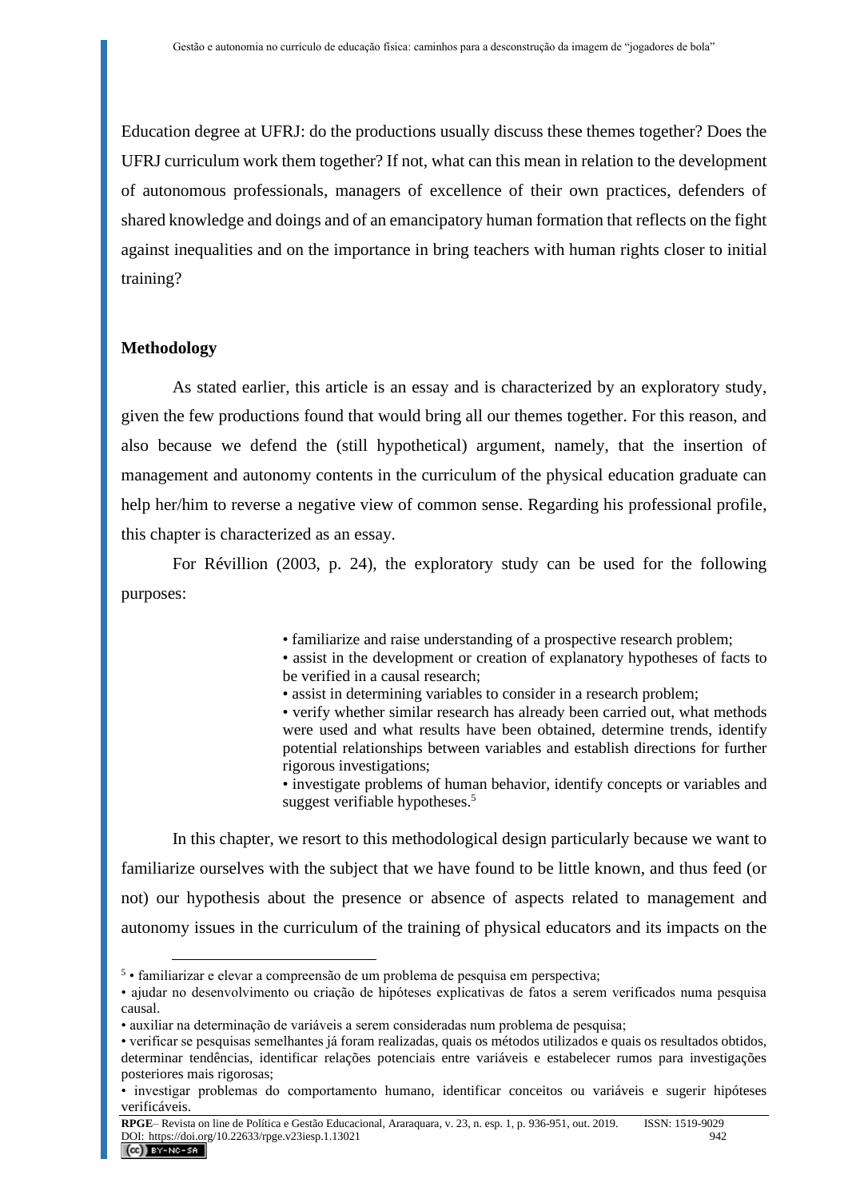Education degree at UFRJ: do the productions usually discuss these themes together? Does the UFRJ curriculum work them together? If not, what can this mean in relation to the development of autonomous professionals, managers of excellence of their own practices, defenders of shared knowledge and doings and of an emancipatory human formation that reflects on the fight against inequalities and on the importance in bring teachers with human rights closer to initial training?

## Methodology

As stated earlier, this article is an essay and is characterized by an exploratory study, given the few productions found that would bring all our themes together. For this reason, and also because we defend the (still hypothetical) argument, namely, that the insertion of management and autonomy contents in the curriculum of the physical education graduate can help her/him to reverse a negative view of common sense. Regarding his professional profile, this chapter is characterized as an essay.

For Révillion (2003, p. 24), the exploratory study can be used for the following purposes:

> • familiarize and raise understanding of a prospective research problem;
> • assist in the development or creation of explanatory hypotheses of facts to be verified in a causal research;
> • assist in determining variables to consider in a research problem;
> • verify whether similar research has already been carried out, what methods were used and what results have been obtained, determine trends, identify potential relationships between variables and establish directions for further rigorous investigations;
> • investigate problems of human behavior, identify concepts or variables and suggest verifiable hypotheses.[5]

In this chapter, we resort to this methodological design particularly because we want to familiarize ourselves with the subject that we have found to be little known, and thus feed (or not) our hypothesis about the presence or absence of aspects related to management and autonomy issues in the curriculum of the training of physical educators and its impacts on the

---

[5] • familiarizar e elevar a compreensão de um problema de pesquisa em perspectiva;
• ajudar no desenvolvimento ou criação de hipóteses explicativas de fatos a serem verificados numa pesquisa causal.
• auxiliar na determinação de variáveis a serem consideradas num problema de pesquisa;
• verificar se pesquisas semelhantes já foram realizadas, quais os métodos utilizados e quais os resultados obtidos, determinar tendências, identificar relações potenciais entre variáveis e estabelecer rumos para investigações posteriores mais rigorosas;
• investigar problemas do comportamento humano, identificar conceitos ou variáveis e sugerir hipóteses verificáveis.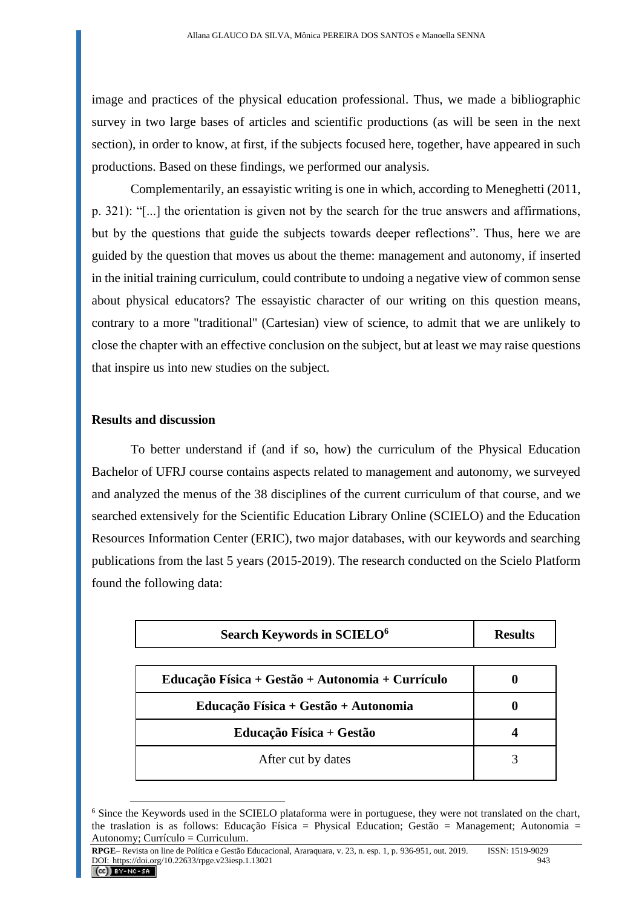image and practices of the physical education professional. Thus, we made a bibliographic survey in two large bases of articles and scientific productions (as will be seen in the next section), in order to know, at first, if the subjects focused here, together, have appeared in such productions. Based on these findings, we performed our analysis.

Complementarily, an essayistic writing is one in which, according to Meneghetti (2011, p. 321): "[...] the orientation is given not by the search for the true answers and affirmations, but by the questions that guide the subjects towards deeper reflections". Thus, here we are guided by the question that moves us about the theme: management and autonomy, if inserted in the initial training curriculum, could contribute to undoing a negative view of common sense about physical educators? The essayistic character of our writing on this question means, contrary to a more "traditional" (Cartesian) view of science, to admit that we are unlikely to close the chapter with an effective conclusion on the subject, but at least we may raise questions that inspire us into new studies on the subject.

## Results and discussion

To better understand if (and if so, how) the curriculum of the Physical Education Bachelor of UFRJ course contains aspects related to management and autonomy, we surveyed and analyzed the menus of the 38 disciplines of the current curriculum of that course, and we searched extensively for the Scientific Education Library Online (SCIELO) and the Education Resources Information Center (ERIC), two major databases, with our keywords and searching publications from the last 5 years (2015-2019). The research conducted on the Scielo Platform found the following data:

| **Search Keywords in SCIELO[6]** | **Results** |
|---|---|
| **Educação Física + Gestão + Autonomia + Currículo** | **0** |
| **Educação Física + Gestão + Autonomia** | **0** |
| **Educação Física + Gestão** | **4** |
| After cut by dates | 3 |

[6] Since the Keywords used in the SCIELO plataforma were in portuguese, they were not translated on the chart, the traslation is as follows: Educação Física = Physical Education; Gestão = Management; Autonomia = Autonomy; Currículo = Curriculum.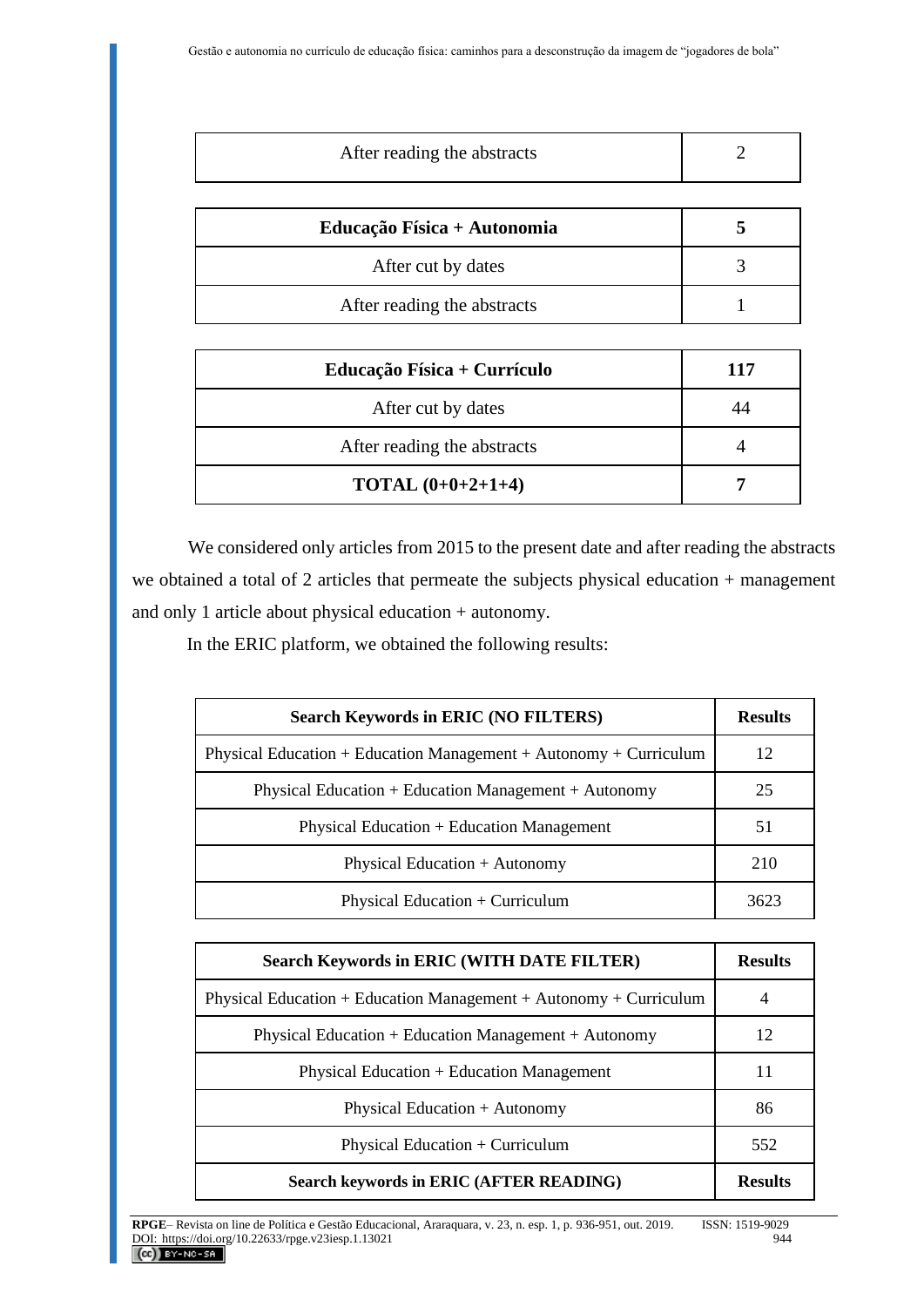| After reading the abstracts | 2 |
|---|---|

| **Educação Física + Autonomia** | **5** |
|---|---|
| After cut by dates | 3 |
| After reading the abstracts | 1 |

| **Educação Física + Currículo** | **117** |
|---|---|
| After cut by dates | 44 |
| After reading the abstracts | 4 |
| **TOTAL (0+0+2+1+4)** | **7** |

We considered only articles from 2015 to the present date and after reading the abstracts we obtained a total of 2 articles that permeate the subjects physical education + management and only 1 article about physical education + autonomy.

In the ERIC platform, we obtained the following results:

| **Search Keywords in ERIC (NO FILTERS)** | **Results** |
|---|---|
| Physical Education + Education Management + Autonomy + Curriculum | 12 |
| Physical Education + Education Management + Autonomy | 25 |
| Physical Education + Education Management | 51 |
| Physical Education + Autonomy | 210 |
| Physical Education + Curriculum | 3623 |

| **Search Keywords in ERIC (WITH DATE FILTER)** | **Results** |
|---|---|
| Physical Education + Education Management + Autonomy + Curriculum | 4 |
| Physical Education + Education Management + Autonomy | 12 |
| Physical Education + Education Management | 11 |
| Physical Education + Autonomy | 86 |
| Physical Education + Curriculum | 552 |
| **Search keywords in ERIC (AFTER READING)** | **Results** |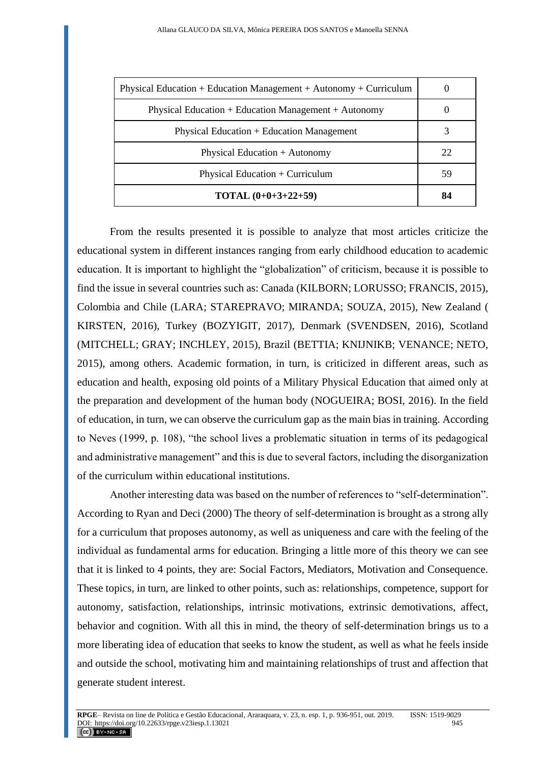| Physical Education + Education Management + Autonomy + Curriculum | 0 |
|---|---|
| Physical Education + Education Management + Autonomy | 0 |
| Physical Education + Education Management | 3 |
| Physical Education + Autonomy | 22 |
| Physical Education + Curriculum | 59 |
| **TOTAL (0+0+3+22+59)** | **84** |

From the results presented it is possible to analyze that most articles criticize the educational system in different instances ranging from early childhood education to academic education. It is important to highlight the "globalization" of criticism, because it is possible to find the issue in several countries such as: Canada (KILBORN; LORUSSO; FRANCIS, 2015), Colombia and Chile (LARA; STAREPRAVO; MIRANDA; SOUZA, 2015), New Zealand ( KIRSTEN, 2016), Turkey (BOZYIGIT, 2017), Denmark (SVENDSEN, 2016), Scotland (MITCHELL; GRAY; INCHLEY, 2015), Brazil (BETTIA; KNIJNIKB; VENANCE; NETO, 2015), among others. Academic formation, in turn, is criticized in different areas, such as education and health, exposing old points of a Military Physical Education that aimed only at the preparation and development of the human body (NOGUEIRA; BOSI, 2016). In the field of education, in turn, we can observe the curriculum gap as the main bias in training. According to Neves (1999, p. 108), "the school lives a problematic situation in terms of its pedagogical and administrative management" and this is due to several factors, including the disorganization of the curriculum within educational institutions.

Another interesting data was based on the number of references to "self-determination". According to Ryan and Deci (2000) The theory of self-determination is brought as a strong ally for a curriculum that proposes autonomy, as well as uniqueness and care with the feeling of the individual as fundamental arms for education. Bringing a little more of this theory we can see that it is linked to 4 points, they are: Social Factors, Mediators, Motivation and Consequence. These topics, in turn, are linked to other points, such as: relationships, competence, support for autonomy, satisfaction, relationships, intrinsic motivations, extrinsic demotivations, affect, behavior and cognition. With all this in mind, the theory of self-determination brings us to a more liberating idea of education that seeks to know the student, as well as what he feels inside and outside the school, motivating him and maintaining relationships of trust and affection that generate student interest.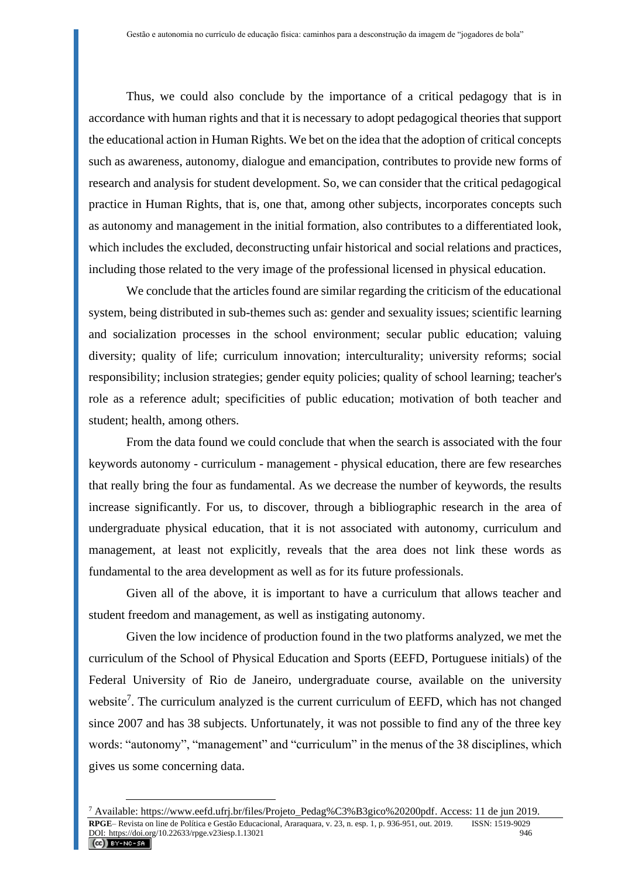Thus, we could also conclude by the importance of a critical pedagogy that is in accordance with human rights and that it is necessary to adopt pedagogical theories that support the educational action in Human Rights. We bet on the idea that the adoption of critical concepts such as awareness, autonomy, dialogue and emancipation, contributes to provide new forms of research and analysis for student development. So, we can consider that the critical pedagogical practice in Human Rights, that is, one that, among other subjects, incorporates concepts such as autonomy and management in the initial formation, also contributes to a differentiated look, which includes the excluded, deconstructing unfair historical and social relations and practices, including those related to the very image of the professional licensed in physical education.

We conclude that the articles found are similar regarding the criticism of the educational system, being distributed in sub-themes such as: gender and sexuality issues; scientific learning and socialization processes in the school environment; secular public education; valuing diversity; quality of life; curriculum innovation; interculturality; university reforms; social responsibility; inclusion strategies; gender equity policies; quality of school learning; teacher's role as a reference adult; specificities of public education; motivation of both teacher and student; health, among others.

From the data found we could conclude that when the search is associated with the four keywords autonomy - curriculum - management - physical education, there are few researches that really bring the four as fundamental. As we decrease the number of keywords, the results increase significantly. For us, to discover, through a bibliographic research in the area of undergraduate physical education, that it is not associated with autonomy, curriculum and management, at least not explicitly, reveals that the area does not link these words as fundamental to the area development as well as for its future professionals.

Given all of the above, it is important to have a curriculum that allows teacher and student freedom and management, as well as instigating autonomy.

Given the low incidence of production found in the two platforms analyzed, we met the curriculum of the School of Physical Education and Sports (EEFD, Portuguese initials) of the Federal University of Rio de Janeiro, undergraduate course, available on the university website[7]. The curriculum analyzed is the current curriculum of EEFD, which has not changed since 2007 and has 38 subjects. Unfortunately, it was not possible to find any of the three key words: "autonomy", "management" and "curriculum" in the menus of the 38 disciplines, which gives us some concerning data.

[7] Available: https://www.eefd.ufrj.br/files/Projeto_Pedag%C3%B3gico%20200pdf. Access: 11 de jun 2019.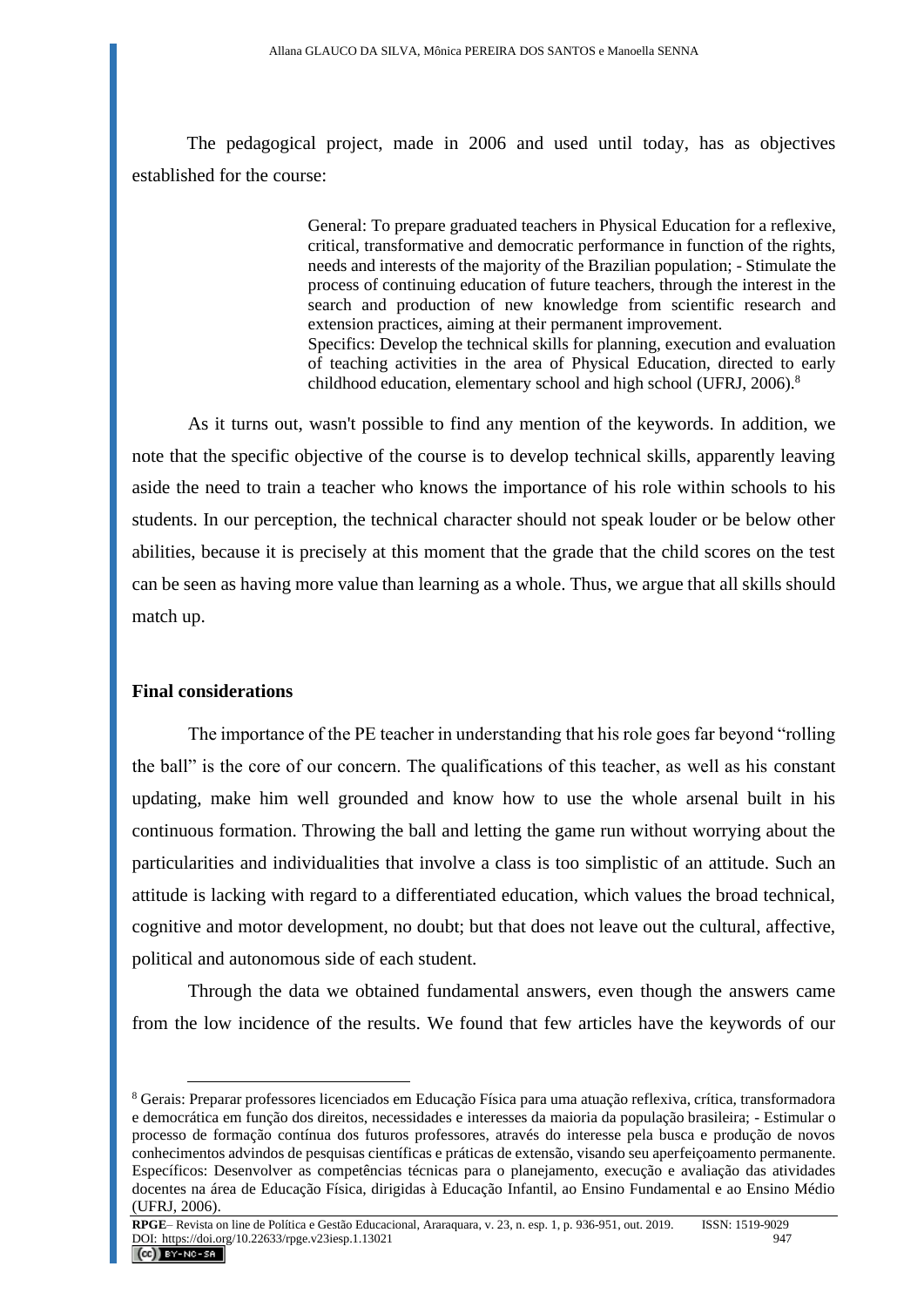The pedagogical project, made in 2006 and used until today, has as objectives established for the course:

> General: To prepare graduated teachers in Physical Education for a reflexive, critical, transformative and democratic performance in function of the rights, needs and interests of the majority of the Brazilian population; - Stimulate the process of continuing education of future teachers, through the interest in the search and production of new knowledge from scientific research and extension practices, aiming at their permanent improvement.
> Specifics: Develop the technical skills for planning, execution and evaluation of teaching activities in the area of Physical Education, directed to early childhood education, elementary school and high school (UFRJ, 2006).[8]

As it turns out, wasn't possible to find any mention of the keywords. In addition, we note that the specific objective of the course is to develop technical skills, apparently leaving aside the need to train a teacher who knows the importance of his role within schools to his students. In our perception, the technical character should not speak louder or be below other abilities, because it is precisely at this moment that the grade that the child scores on the test can be seen as having more value than learning as a whole. Thus, we argue that all skills should match up.

## Final considerations

The importance of the PE teacher in understanding that his role goes far beyond "rolling the ball" is the core of our concern. The qualifications of this teacher, as well as his constant updating, make him well grounded and know how to use the whole arsenal built in his continuous formation. Throwing the ball and letting the game run without worrying about the particularities and individualities that involve a class is too simplistic of an attitude. Such an attitude is lacking with regard to a differentiated education, which values the broad technical, cognitive and motor development, no doubt; but that does not leave out the cultural, affective, political and autonomous side of each student.

Through the data we obtained fundamental answers, even though the answers came from the low incidence of the results. We found that few articles have the keywords of our

---

[8] Gerais: Preparar professores licenciados em Educação Física para uma atuação reflexiva, crítica, transformadora e democrática em função dos direitos, necessidades e interesses da maioria da população brasileira; - Estimular o processo de formação contínua dos futuros professores, através do interesse pela busca e produção de novos conhecimentos advindos de pesquisas científicas e práticas de extensão, visando seu aperfeiçoamento permanente. Específicos: Desenvolver as competências técnicas para o planejamento, execução e avaliação das atividades docentes na área de Educação Física, dirigidas à Educação Infantil, ao Ensino Fundamental e ao Ensino Médio (UFRJ, 2006).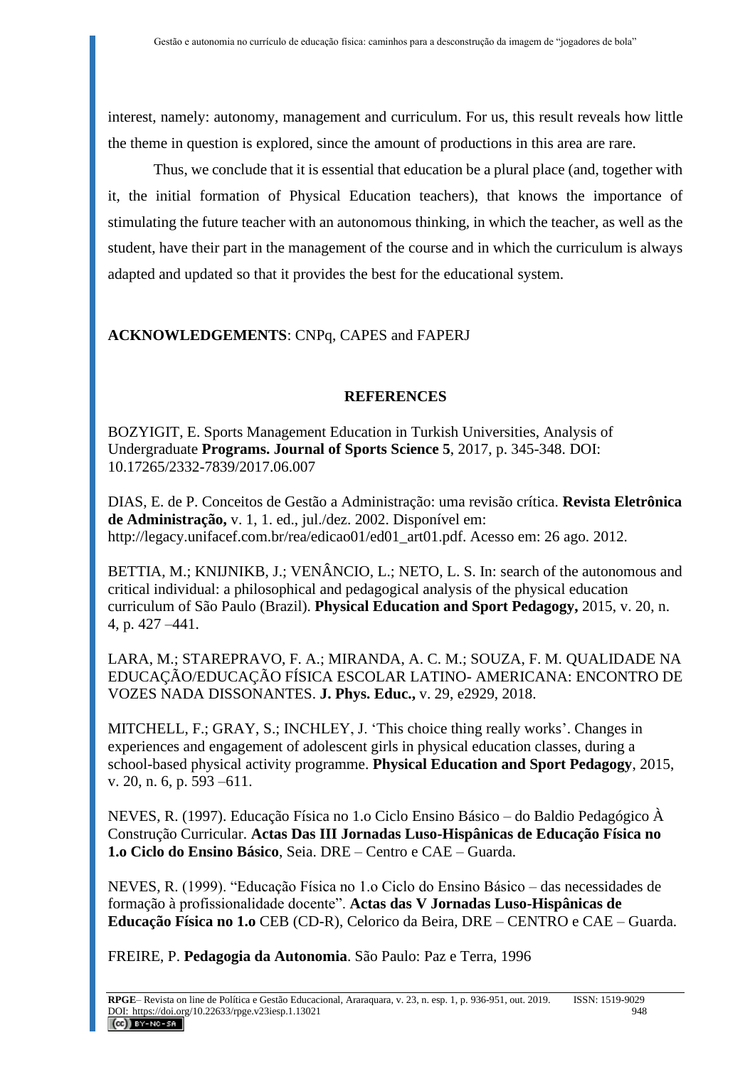interest, namely: autonomy, management and curriculum. For us, this result reveals how little the theme in question is explored, since the amount of productions in this area are rare.

Thus, we conclude that it is essential that education be a plural place (and, together with it, the initial formation of Physical Education teachers), that knows the importance of stimulating the future teacher with an autonomous thinking, in which the teacher, as well as the student, have their part in the management of the course and in which the curriculum is always adapted and updated so that it provides the best for the educational system.

**ACKNOWLEDGEMENTS**: CNPq, CAPES and FAPERJ

## REFERENCES

BOZYIGIT, E. Sports Management Education in Turkish Universities, Analysis of Undergraduate **Programs. Journal of Sports Science 5**, 2017, p. 345-348. DOI: 10.17265/2332-7839/2017.06.007

DIAS, E. de P. Conceitos de Gestão a Administração: uma revisão crítica. **Revista Eletrônica de Administração,** v. 1, 1. ed., jul./dez. 2002. Disponível em: http://legacy.unifacef.com.br/rea/edicao01/ed01_art01.pdf. Acesso em: 26 ago. 2012.

BETTIA, M.; KNIJNIKB, J.; VENÂNCIO, L.; NETO, L. S. In: search of the autonomous and critical individual: a philosophical and pedagogical analysis of the physical education curriculum of São Paulo (Brazil). **Physical Education and Sport Pedagogy,** 2015, v. 20, n. 4, p. 427 –441.

LARA, M.; STAREPRAVO, F. A.; MIRANDA, A. C. M.; SOUZA, F. M. QUALIDADE NA EDUCAÇÃO/EDUCAÇÃO FÍSICA ESCOLAR LATINO- AMERICANA: ENCONTRO DE VOZES NADA DISSONANTES. **J. Phys. Educ.,** v. 29, e2929, 2018.

MITCHELL, F.; GRAY, S.; INCHLEY, J. 'This choice thing really works'. Changes in experiences and engagement of adolescent girls in physical education classes, during a school-based physical activity programme. **Physical Education and Sport Pedagogy**, 2015, v. 20, n. 6, p. 593 –611.

NEVES, R. (1997). Educação Física no 1.o Ciclo Ensino Básico – do Baldio Pedagógico À Construção Curricular. **Actas Das III Jornadas Luso-Hispânicas de Educação Física no 1.o Ciclo do Ensino Básico**, Seia. DRE – Centro e CAE – Guarda.

NEVES, R. (1999). "Educação Física no 1.o Ciclo do Ensino Básico – das necessidades de formação à profissionalidade docente". **Actas das V Jornadas Luso-Hispânicas de Educação Física no 1.o** CEB (CD-R), Celorico da Beira, DRE – CENTRO e CAE – Guarda.

FREIRE, P. **Pedagogia da Autonomia**. São Paulo: Paz e Terra, 1996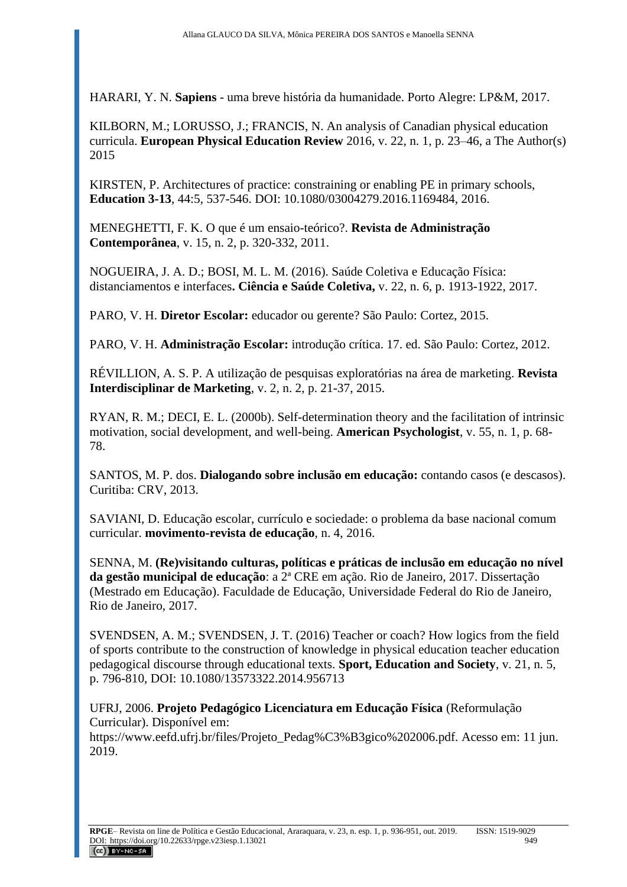HARARI, Y. N. **Sapiens** - uma breve história da humanidade. Porto Alegre: LP&M, 2017.

KILBORN, M.; LORUSSO, J.; FRANCIS, N. An analysis of Canadian physical education curricula. **European Physical Education Review** 2016, v. 22, n. 1, p. 23–46, a The Author(s) 2015

KIRSTEN, P. Architectures of practice: constraining or enabling PE in primary schools, **Education 3-13**, 44:5, 537-546. DOI: 10.1080/03004279.2016.1169484, 2016.

MENEGHETTI, F. K. O que é um ensaio-teórico?. **Revista de Administração Contemporânea**, v. 15, n. 2, p. 320-332, 2011.

NOGUEIRA, J. A. D.; BOSI, M. L. M. (2016). Saúde Coletiva e Educação Física: distanciamentos e interfaces**. Ciência e Saúde Coletiva,** v. 22, n. 6, p. 1913-1922, 2017.

PARO, V. H. **Diretor Escolar:** educador ou gerente? São Paulo: Cortez, 2015.

PARO, V. H. **Administração Escolar:** introdução crítica. 17. ed. São Paulo: Cortez, 2012.

RÉVILLION, A. S. P. A utilização de pesquisas exploratórias na área de marketing. **Revista Interdisciplinar de Marketing**, v. 2, n. 2, p. 21-37, 2015.

RYAN, R. M.; DECI, E. L. (2000b). Self-determination theory and the facilitation of intrinsic motivation, social development, and well-being. **American Psychologist**, v. 55, n. 1, p. 68-78.

SANTOS, M. P. dos. **Dialogando sobre inclusão em educação:** contando casos (e descasos). Curitiba: CRV, 2013.

SAVIANI, D. Educação escolar, currículo e sociedade: o problema da base nacional comum curricular. **movimento-revista de educação**, n. 4, 2016.

SENNA, M. **(Re)visitando culturas, políticas e práticas de inclusão em educação no nível da gestão municipal de educação**: a 2ª CRE em ação. Rio de Janeiro, 2017. Dissertação (Mestrado em Educação). Faculdade de Educação, Universidade Federal do Rio de Janeiro, Rio de Janeiro, 2017.

SVENDSEN, A. M.; SVENDSEN, J. T. (2016) Teacher or coach? How logics from the field of sports contribute to the construction of knowledge in physical education teacher education pedagogical discourse through educational texts. **Sport, Education and Society**, v. 21, n. 5, p. 796-810, DOI: 10.1080/13573322.2014.956713

UFRJ, 2006. **Projeto Pedagógico Licenciatura em Educação Física** (Reformulação Curricular). Disponível em: https://www.eefd.ufrj.br/files/Projeto_Pedag%C3%B3gico%202006.pdf. Acesso em: 11 jun. 2019.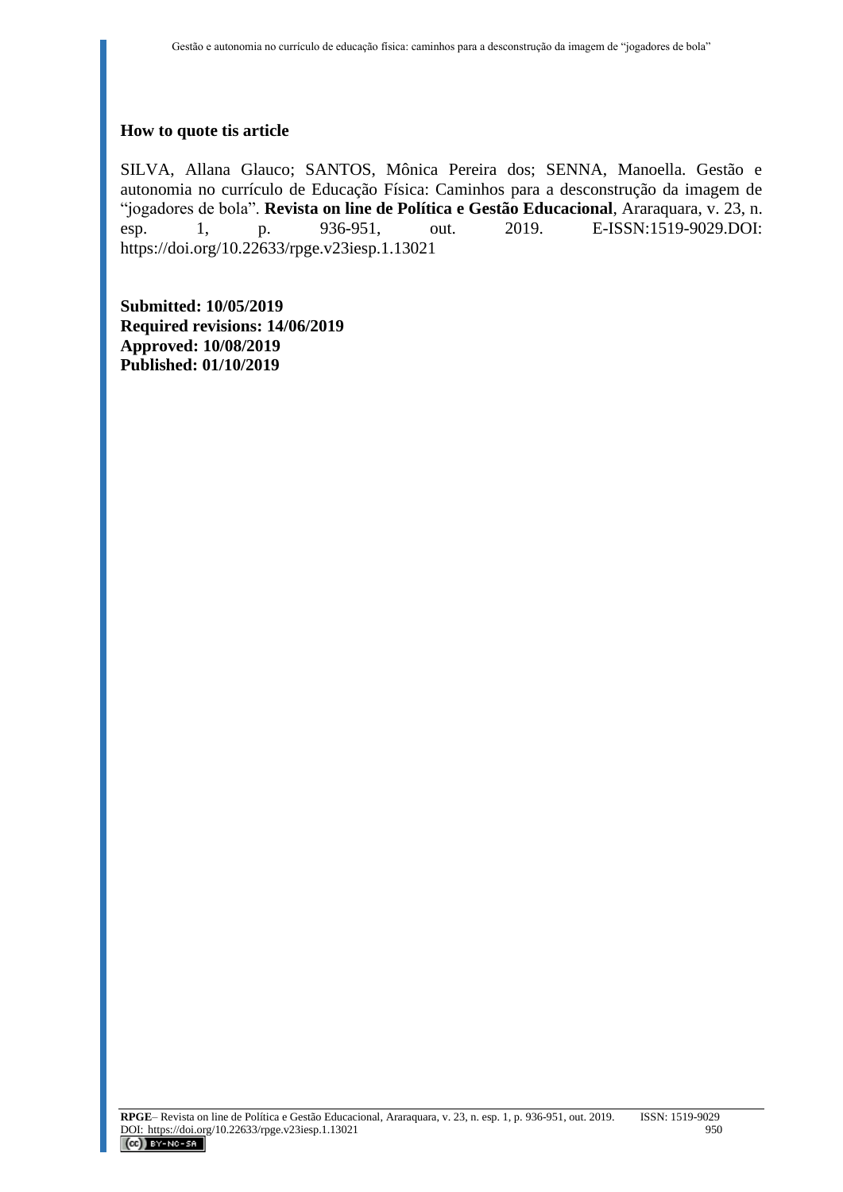**How to quote tis article**

SILVA, Allana Glauco; SANTOS, Mônica Pereira dos; SENNA, Manoella. Gestão e autonomia no currículo de Educação Física: Caminhos para a desconstrução da imagem de "jogadores de bola". **Revista on line de Política e Gestão Educacional**, Araraquara, v. 23, n. esp. 1, p. 936-951, out. 2019. E-ISSN:1519-9029.DOI: https://doi.org/10.22633/rpge.v23iesp.1.13021

**Submitted: 10/05/2019**
**Required revisions: 14/06/2019**
**Approved: 10/08/2019**
**Published: 01/10/2019**